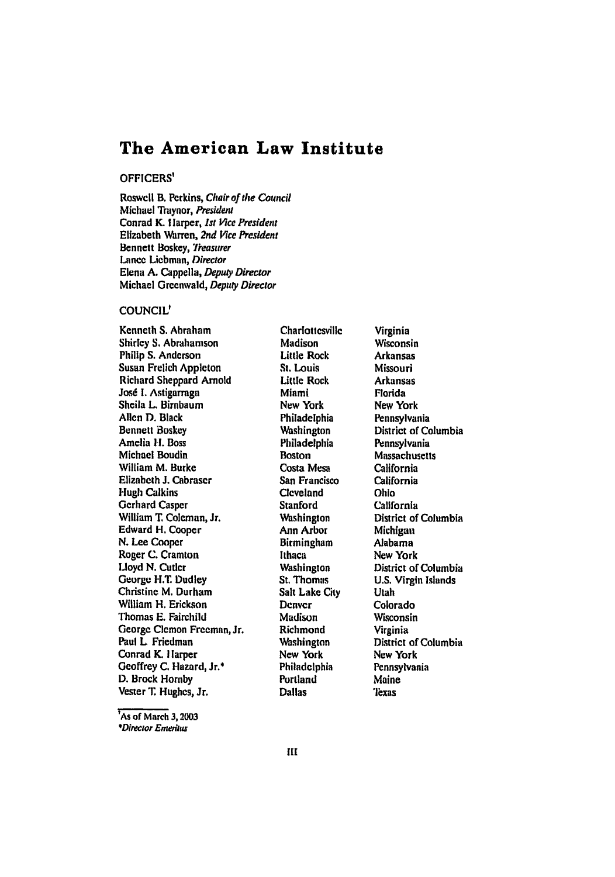# The American Law Institute

## OFFICERS[1]

Roswell B. Perkins, *Chair of the Council*
Michael Traynor, *President*
Conrad K. Harper, *1st Vice President*
Elizabeth Warren, *2nd Vice President*
Bennett Boskey, *Treasurer*
Lance Liebman, *Director*
Elena A. Cappella, *Deputy Director*
Michael Greenwald, *Deputy Director*

## COUNCIL[1]

| | | |
|---|---|---|
| Kenneth S. Abraham | Charlottesville | Virginia |
| Shirley S. Abrahamson | Madison | Wisconsin |
| Philip S. Anderson | Little Rock | Arkansas |
| Susan Frelich Appleton | St. Louis | Missouri |
| Richard Sheppard Arnold | Little Rock | Arkansas |
| José I. Astigarraga | Miami | Florida |
| Sheila L. Birnbaum | New York | New York |
| Allen D. Black | Philadelphia | Pennsylvania |
| Bennett Boskey | Washington | District of Columbia |
| Amelia H. Boss | Philadelphia | Pennsylvania |
| Michael Boudin | Boston | Massachusetts |
| William M. Burke | Costa Mesa | California |
| Elizabeth J. Cabraser | San Francisco | California |
| Hugh Calkins | Cleveland | Ohio |
| Gerhard Casper | Stanford | California |
| William T. Coleman, Jr. | Washington | District of Columbia |
| Edward H. Cooper | Ann Arbor | Michigan |
| N. Lee Cooper | Birmingham | Alabama |
| Roger C. Cramton | Ithaca | New York |
| Lloyd N. Cutler | Washington | District of Columbia |
| George H.T. Dudley | St. Thomas | U.S. Virgin Islands |
| Christine M. Durham | Salt Lake City | Utah |
| William H. Erickson | Denver | Colorado |
| Thomas E. Fairchild | Madison | Wisconsin |
| George Clemon Freeman, Jr. | Richmond | Virginia |
| Paul L. Friedman | Washington | District of Columbia |
| Conrad K. Harper | New York | New York |
| Geoffrey C. Hazard, Jr.* | Philadelphia | Pennsylvania |
| D. Brock Hornby | Portland | Maine |
| Vester T. Hughes, Jr. | Dallas | Texas |

[1] As of March 3, 2003
*Director Emeritus*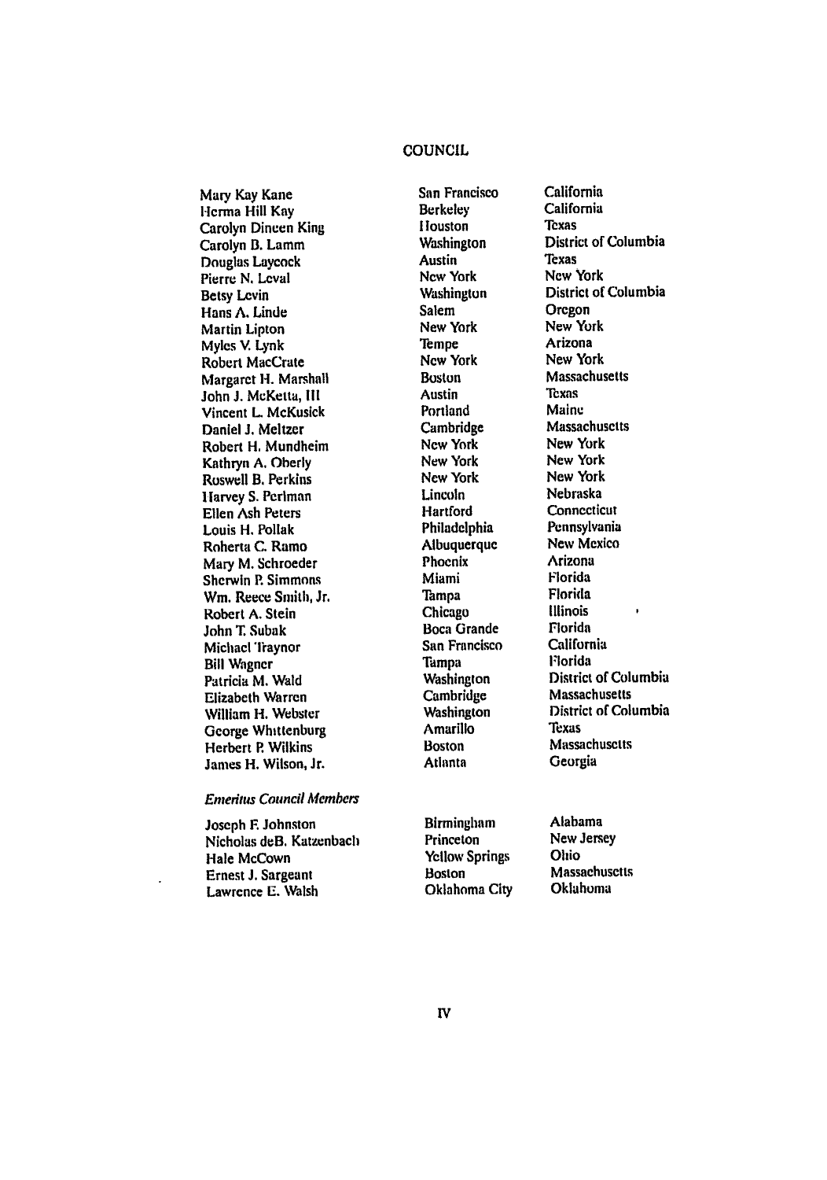## COUNCIL

| | | |
|---|---|---|
| Mary Kay Kane | San Francisco | California |
| Herma Hill Kay | Berkeley | California |
| Carolyn Dineen King | Houston | Texas |
| Carolyn B. Lamm | Washington | District of Columbia |
| Douglas Laycock | Austin | Texas |
| Pierre N. Leval | New York | New York |
| Betsy Levin | Washington | District of Columbia |
| Hans A. Linde | Salem | Oregon |
| Martin Lipton | New York | New York |
| Myles V. Lynk | Tempe | Arizona |
| Robert MacCrate | New York | New York |
| Margaret H. Marshall | Boston | Massachusetts |
| John J. McKetta, III | Austin | Texas |
| Vincent L. McKusick | Portland | Maine |
| Daniel J. Meltzer | Cambridge | Massachusetts |
| Robert H. Mundheim | New York | New York |
| Kathryn A. Oberly | New York | New York |
| Roswell B. Perkins | New York | New York |
| Harvey S. Perlman | Lincoln | Nebraska |
| Ellen Ash Peters | Hartford | Connecticut |
| Louis H. Pollak | Philadelphia | Pennsylvania |
| Roberta C. Ramo | Albuquerque | New Mexico |
| Mary M. Schroeder | Phoenix | Arizona |
| Sherwin P. Simmons | Miami | Florida |
| Wm. Reece Smith, Jr. | Tampa | Florida |
| Robert A. Stein | Chicago | Illinois |
| John T. Subak | Boca Grande | Florida |
| Michael Traynor | San Francisco | California |
| Bill Wagner | Tampa | Florida |
| Patricia M. Wald | Washington | District of Columbia |
| Elizabeth Warren | Cambridge | Massachusetts |
| William H. Webster | Washington | District of Columbia |
| George Whittenburg | Amarillo | Texas |
| Herbert P. Wilkins | Boston | Massachusetts |
| James H. Wilson, Jr. | Atlanta | Georgia |

*Emeritus Council Members*

| | | |
|---|---|---|
| Joseph F. Johnston | Birmingham | Alabama |
| Nicholas deB. Katzenbach | Princeton | New Jersey |
| Hale McCown | Yellow Springs | Ohio |
| Ernest J. Sargeant | Boston | Massachusetts |
| Lawrence E. Walsh | Oklahoma City | Oklahoma |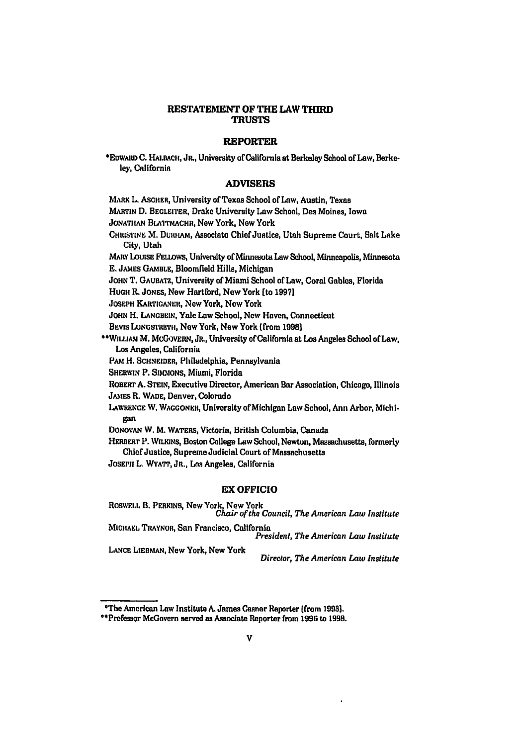# RESTATEMENT OF THE LAW THIRD
# TRUSTS

## REPORTER

*EDWARD C. HALBACH, JR., University of California at Berkeley School of Law, Berkeley, California

## ADVISERS

MARK L. ASCHER, University of Texas School of Law, Austin, Texas
MARTIN D. BEGLEITER, Drake University Law School, Des Moines, Iowa
JONATHAN BLATTMACHR, New York, New York
CHRISTINE M. DURHAM, Associate Chief Justice, Utah Supreme Court, Salt Lake City, Utah
MARY LOUISE FELLOWS, University of Minnesota Law School, Minneapolis, Minnesota
E. JAMES GAMBLE, Bloomfield Hills, Michigan
JOHN T. GAUBATZ, University of Miami School of Law, Coral Gables, Florida
HUGH R. JONES, New Hartford, New York [to 1997]
JOSEPH KARTIGANER, New York, New York
JOHN H. LANGBEIN, Yale Law School, New Haven, Connecticut
BEVIS LONGSTRETH, New York, New York [from 1998]
**WILLIAM M. MCGOVERN, JR., University of California at Los Angeles School of Law, Los Angeles, California
PAM H. SCHNEIDER, Philadelphia, Pennsylvania
SHERWIN P. SIMMONS, Miami, Florida
ROBERT A. STEIN, Executive Director, American Bar Association, Chicago, Illinois
JAMES R. WADE, Denver, Colorado
LAWRENCE W. WAGGONER, University of Michigan Law School, Ann Arbor, Michigan
DONOVAN W. M. WATERS, Victoria, British Columbia, Canada
HERBERT P. WILKINS, Boston College Law School, Newton, Massachusetts, formerly Chief Justice, Supreme Judicial Court of Massachusetts
JOSEPH L. WYATT, JR., Los Angeles, California

## EX OFFICIO

ROSWELL B. PERKINS, New York, New York
*Chair of the Council, The American Law Institute*

MICHAEL TRAYNOR, San Francisco, California
*President, The American Law Institute*

LANCE LIEBMAN, New York, New York
*Director, The American Law Institute*

---

*The American Law Institute A. James Casner Reporter [from 1993].
**Professor McGovern served as Associate Reporter from 1996 to 1998.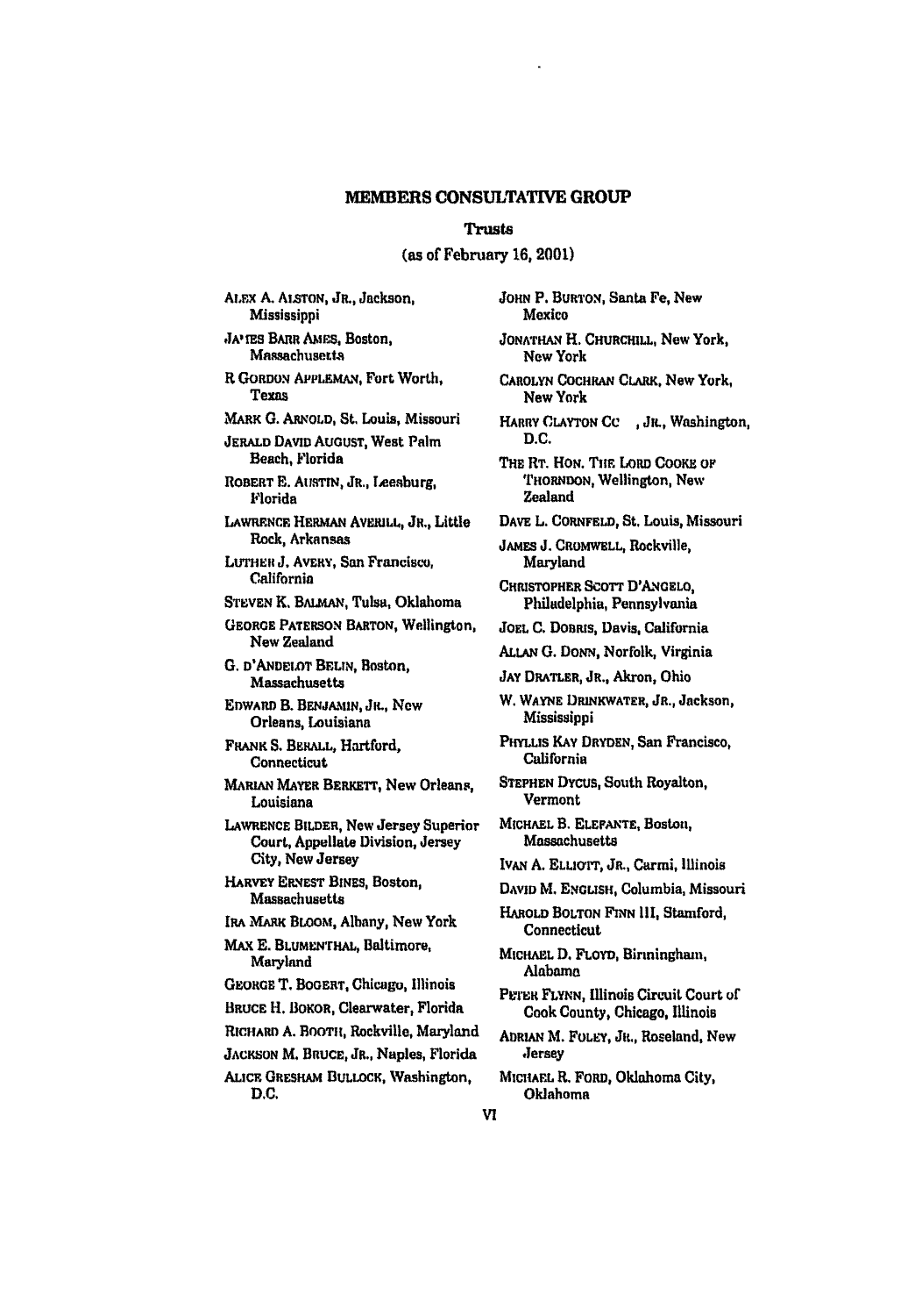## MEMBERS CONSULTATIVE GROUP

### Trusts

(as of February 16, 2001)

ALEX A. ALSTON, JR., Jackson, Mississippi

JAMES BARR AMES, Boston, Massachusetts

R GORDON APPLEMAN, Fort Worth, Texas

MARK G. ARNOLD, St. Louis, Missouri

JERALD DAVID AUGUST, West Palm Beach, Florida

ROBERT E. AUSTIN, JR., Leesburg, Florida

LAWRENCE HERMAN AVERILL, JR., Little Rock, Arkansas

LUTHER J. AVERY, San Francisco, California

STEVEN K. BALMAN, Tulsa, Oklahoma

GEORGE PATERSON BARTON, Wellington, New Zealand

G. D'ANDELOT BELIN, Boston, Massachusetts

EDWARD B. BENJAMIN, JR., New Orleans, Louisiana

FRANK S. BERALL, Hartford, Connecticut

MARIAN MAYER BERKETT, New Orleans, Louisiana

LAWRENCE BILDER, New Jersey Superior Court, Appellate Division, Jersey City, New Jersey

HARVEY ERNEST BINES, Boston, Massachusetts

IRA MARK BLOOM, Albany, New York

MAX E. BLUMENTHAL, Baltimore, Maryland

GEORGE T. BOGERT, Chicago, Illinois

BRUCE H. BOKOR, Clearwater, Florida

RICHARD A. BOOTH, Rockville, Maryland

JACKSON M. BRUCE, JR., Naples, Florida

ALICE GRESHAM BULLOCK, Washington, D.C.

JOHN P. BURTON, Santa Fe, New Mexico

JONATHAN H. CHURCHILL, New York, New York

CAROLYN COCHRAN CLARK, New York, New York

HARRY CLAYTON CC , JR., Washington, D.C.

THE RT. HON. THE LORD COOKE OF THORNDON, Wellington, New Zealand

DAVE L. CORNFELD, St. Louis, Missouri

JAMES J. CROMWELL, Rockville, Maryland

CHRISTOPHER SCOTT D'ANGELO, Philadelphia, Pennsylvania

JOEL C. DOBRIS, Davis, California

ALLAN G. DONN, Norfolk, Virginia

JAY DRATLER, JR., Akron, Ohio

W. WAYNE DRINKWATER, JR., Jackson, Mississippi

PHYLLIS KAY DRYDEN, San Francisco, California

STEPHEN DYCUS, South Royalton, Vermont

MICHAEL B. ELEFANTE, Boston, Massachusetts

IVAN A. ELLIOTT, JR., Carmi, Illinois

DAVID M. ENGLISH, Columbia, Missouri

HAROLD BOLTON FINN III, Stamford, Connecticut

MICHAEL D. FLOYD, Birmingham, Alabama

PETER FLYNN, Illinois Circuit Court of Cook County, Chicago, Illinois

ADRIAN M. FOLEY, JR., Roseland, New Jersey

MICHAEL R. FORD, Oklahoma City, Oklahoma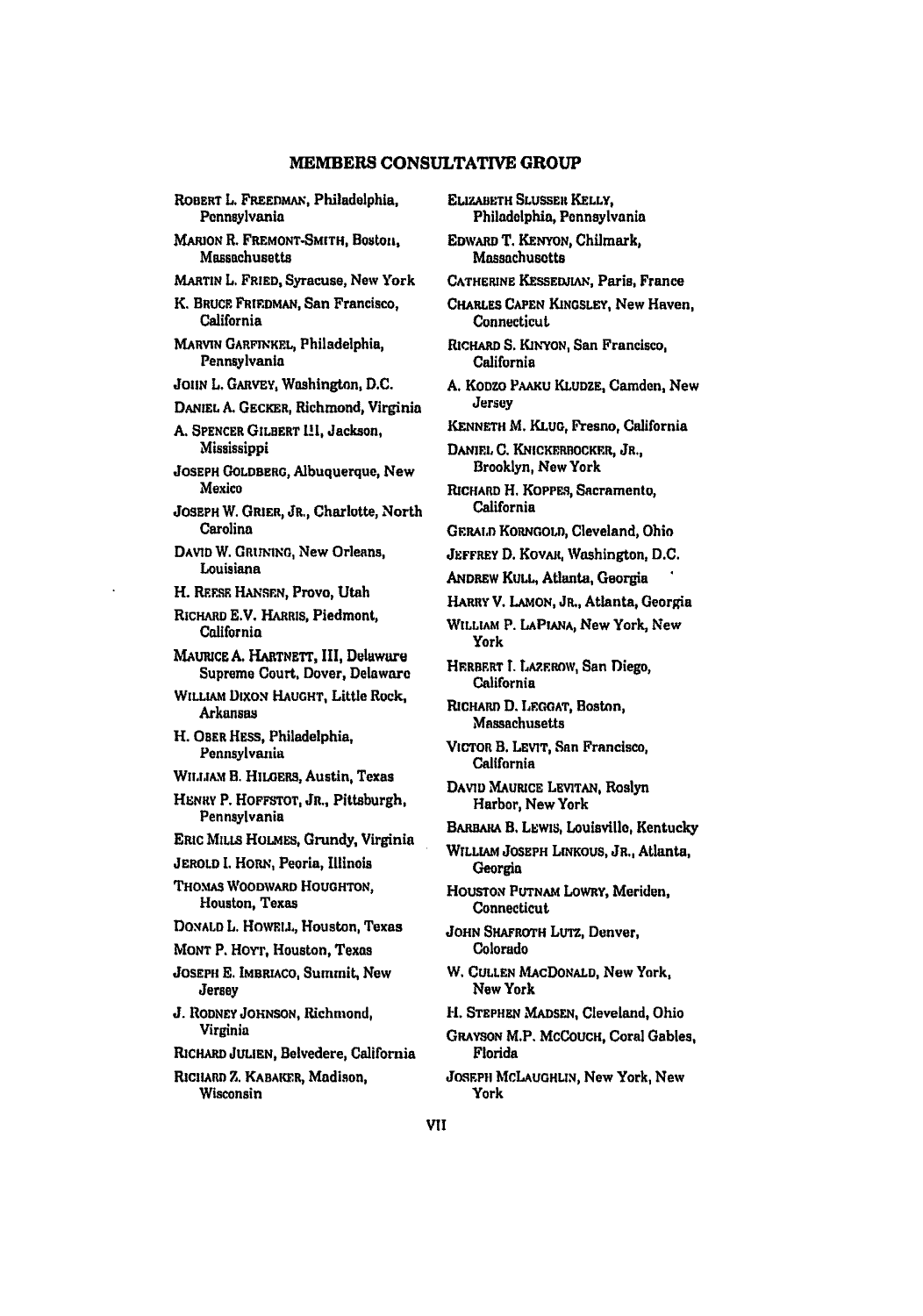## MEMBERS CONSULTATIVE GROUP

ROBERT L. FREEDMAN, Philadelphia, Pennsylvania

MARION R. FREMONT-SMITH, Boston, Massachusetts

MARTIN L. FRIED, Syracuse, New York

K. BRUCE FRIEDMAN, San Francisco, California

MARVIN GARFINKEL, Philadelphia, Pennsylvania

JOHN L. GARVEY, Washington, D.C.

DANIEL A. GECKER, Richmond, Virginia

A. SPENCER GILBERT III, Jackson, Mississippi

JOSEPH GOLDBERG, Albuquerque, New Mexico

JOSEPH W. GRIER, JR., Charlotte, North Carolina

DAVID W. GRUNING, New Orleans, Louisiana

H. REESE HANSEN, Provo, Utah

RICHARD E.V. HARRIS, Piedmont, California

MAURICE A. HARTNETT, III, Delaware Supreme Court, Dover, Delaware

WILLIAM DIXON HAUGHT, Little Rock, Arkansas

H. OBER HESS, Philadelphia, Pennsylvania

WILLIAM B. HILGERS, Austin, Texas

HENRY P. HOFFSTOT, JR., Pittsburgh, Pennsylvania

ERIC MILLS HOLMES, Grundy, Virginia

JEROLD I. HORN, Peoria, Illinois

THOMAS WOODWARD HOUGHTON, Houston, Texas

DONALD L. HOWELL, Houston, Texas

MONT P. HOYT, Houston, Texas

JOSEPH E. IMBRIACO, Summit, New Jersey

J. RODNEY JOHNSON, Richmond, Virginia

RICHARD JULIEN, Belvedere, California

RICHARD Z. KABAKER, Madison, Wisconsin

ELIZABETH SLUSSER KELLY, Philadelphia, Pennsylvania

EDWARD T. KENYON, Chilmark, Massachusetts

CATHERINE KESSEDJIAN, Paris, France

CHARLES CAPEN KINGSLEY, New Haven, Connecticut

RICHARD S. KINYON, San Francisco, California

A. KODZO PAAKU KLUDZE, Camden, New Jersey

KENNETH M. KLUG, Fresno, California

DANIEL C. KNICKERBOCKER, JR., Brooklyn, New York

RICHARD H. KOPPES, Sacramento, California

GERALD KORNGOLD, Cleveland, Ohio

JEFFREY D. KOVAR, Washington, D.C.

ANDREW KULL, Atlanta, Georgia

HARRY V. LAMON, JR., Atlanta, Georgia

WILLIAM P. LAPIANA, New York, New York

HERBERT I. LAZEROW, San Diego, California

RICHARD D. LEGGAT, Boston, Massachusetts

VICTOR B. LEVIT, San Francisco, California

DAVID MAURICE LEVITAN, Roslyn Harbor, New York

BARBARA B. LEWIS, Louisville, Kentucky

WILLIAM JOSEPH LINKOUS, JR., Atlanta, Georgia

HOUSTON PUTNAM LOWRY, Meriden, Connecticut

JOHN SHAFROTH LUTZ, Denver, Colorado

W. CULLEN MACDONALD, New York, New York

H. STEPHEN MADSEN, Cleveland, Ohio

GRAYSON M.P. MCCOUCH, Coral Gables, Florida

JOSEPH MCLAUGHLIN, New York, New York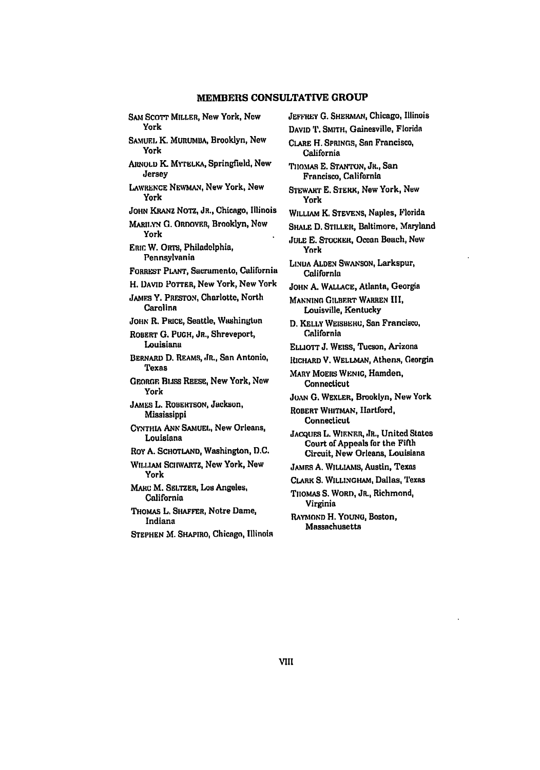## MEMBERS CONSULTATIVE GROUP

SAM SCOTT MILLER, New York, New York

SAMUEL K. MURUMBA, Brooklyn, New York

ARNOLD K. MYTELKA, Springfield, New Jersey

LAWRENCE NEWMAN, New York, New York

JOHN KRANZ NOTZ, JR., Chicago, Illinois

MARILYN G. ORDOVER, Brooklyn, New York

ERIC W. ORTS, Philadelphia, Pennsylvania

FORREST PLANT, Sacramento, California

H. DAVID POTTER, New York, New York

JAMES Y. PRESTON, Charlotte, North Carolina

JOHN R. PRICE, Seattle, Washington

ROBERT G. PUGH, JR., Shreveport, Louisiana

BERNARD D. REAMS, JR., San Antonio, Texas

GEORGE BLISS REESE, New York, New York

JAMES L. ROBERTSON, Jackson, Mississippi

CYNTHIA ANN SAMUEL, New Orleans, Louisiana

ROY A. SCHOTLAND, Washington, D.C.

WILLIAM SCHWARTZ, New York, New York

MARC M. SELTZER, Los Angeles, California

THOMAS L. SHAFFER, Notre Dame, Indiana

STEPHEN M. SHAPIRO, Chicago, Illinois

JEFFREY G. SHERMAN, Chicago, Illinois

DAVID T. SMITH, Gainesville, Florida

CLARE H. SPRINGS, San Francisco, California

THOMAS E. STANTON, JR., San Francisco, California

STEWART E. STERK, New York, New York

WILLIAM K. STEVENS, Naples, Florida

SHALE D. STILLER, Baltimore, Maryland

JULE E. STOCKER, Ocean Beach, New York

LINDA ALDEN SWANSON, Larkspur, California

JOHN A. WALLACE, Atlanta, Georgia

MANNING GILBERT WARREN III, Louisville, Kentucky

D. KELLY WEISBERG, San Francisco, California

ELLIOTT J. WEISS, Tucson, Arizona

RICHARD V. WELLMAN, Athens, Georgia

MARY MOERS WENIG, Hamden, Connecticut

JOAN G. WEXLER, Brooklyn, New York

ROBERT WHITMAN, Hartford, Connecticut

JACQUES L. WIENER, JR., United States Court of Appeals for the Fifth Circuit, New Orleans, Louisiana

JAMES A. WILLIAMS, Austin, Texas

CLARK S. WILLINGHAM, Dallas, Texas

THOMAS S. WORD, JR., Richmond, Virginia

RAYMOND H. YOUNG, Boston, Massachusetts